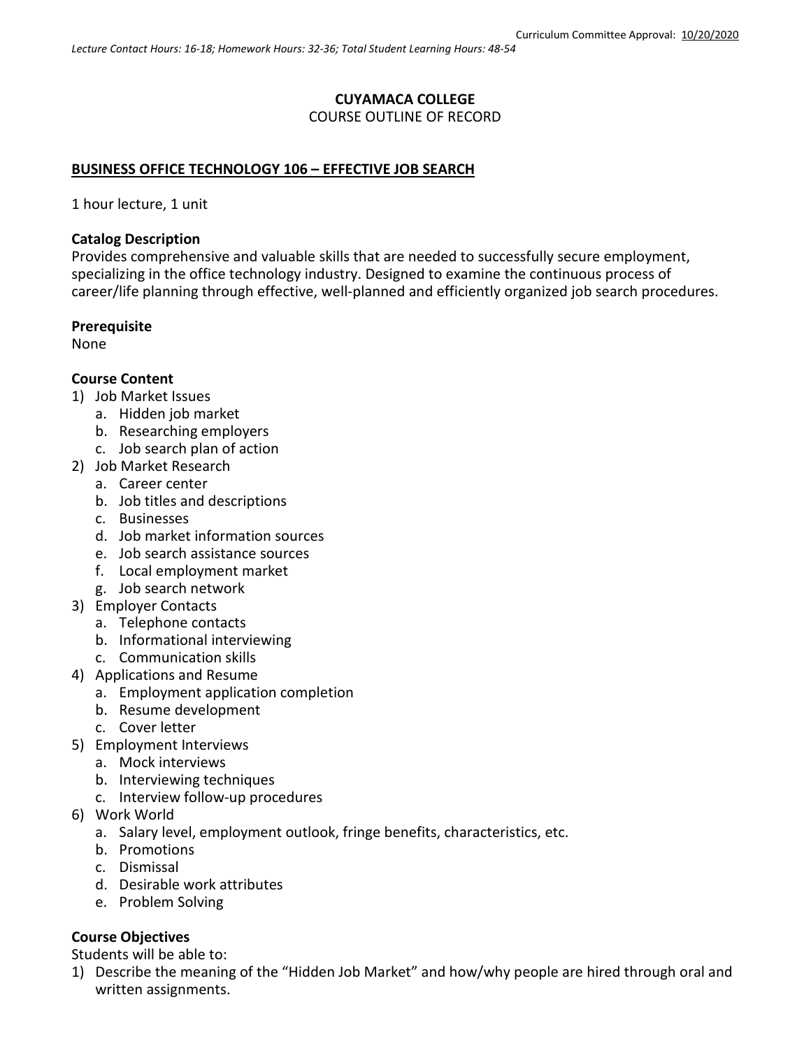Curriculum Committee Approval: 10/20/2020

*Lecture Contact Hours: 16-18; Homework Hours: 32-36; Total Student Learning Hours: 48-54*

**CUYAMACA COLLEGE**
COURSE OUTLINE OF RECORD

**BUSINESS OFFICE TECHNOLOGY 106 – EFFECTIVE JOB SEARCH**

1 hour lecture, 1 unit

**Catalog Description**
Provides comprehensive and valuable skills that are needed to successfully secure employment, specializing in the office technology industry. Designed to examine the continuous process of career/life planning through effective, well-planned and efficiently organized job search procedures.

**Prerequisite**
None

**Course Content**

1) Job Market Issues
   a. Hidden job market
   b. Researching employers
   c. Job search plan of action
2) Job Market Research
   a. Career center
   b. Job titles and descriptions
   c. Businesses
   d. Job market information sources
   e. Job search assistance sources
   f. Local employment market
   g. Job search network
3) Employer Contacts
   a. Telephone contacts
   b. Informational interviewing
   c. Communication skills
4) Applications and Resume
   a. Employment application completion
   b. Resume development
   c. Cover letter
5) Employment Interviews
   a. Mock interviews
   b. Interviewing techniques
   c. Interview follow-up procedures
6) Work World
   a. Salary level, employment outlook, fringe benefits, characteristics, etc.
   b. Promotions
   c. Dismissal
   d. Desirable work attributes
   e. Problem Solving

**Course Objectives**
Students will be able to:

1) Describe the meaning of the "Hidden Job Market" and how/why people are hired through oral and written assignments.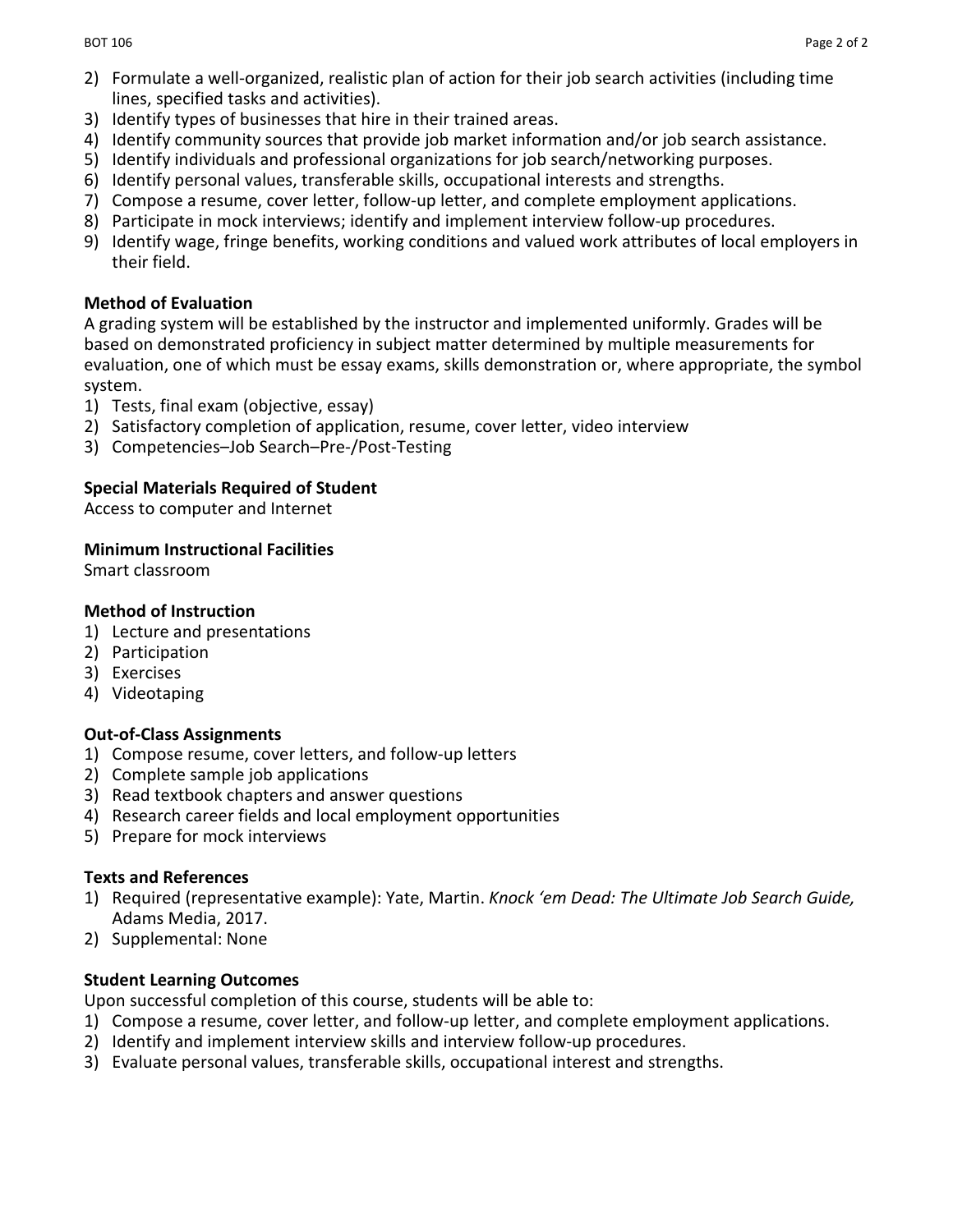2) Formulate a well-organized, realistic plan of action for their job search activities (including time lines, specified tasks and activities).
3) Identify types of businesses that hire in their trained areas.
4) Identify community sources that provide job market information and/or job search assistance.
5) Identify individuals and professional organizations for job search/networking purposes.
6) Identify personal values, transferable skills, occupational interests and strengths.
7) Compose a resume, cover letter, follow-up letter, and complete employment applications.
8) Participate in mock interviews; identify and implement interview follow-up procedures.
9) Identify wage, fringe benefits, working conditions and valued work attributes of local employers in their field.

**Method of Evaluation**

A grading system will be established by the instructor and implemented uniformly. Grades will be based on demonstrated proficiency in subject matter determined by multiple measurements for evaluation, one of which must be essay exams, skills demonstration or, where appropriate, the symbol system.

1) Tests, final exam (objective, essay)
2) Satisfactory completion of application, resume, cover letter, video interview
3) Competencies–Job Search–Pre-/Post-Testing

**Special Materials Required of Student**

Access to computer and Internet

**Minimum Instructional Facilities**

Smart classroom

**Method of Instruction**

1) Lecture and presentations
2) Participation
3) Exercises
4) Videotaping

**Out-of-Class Assignments**

1) Compose resume, cover letters, and follow-up letters
2) Complete sample job applications
3) Read textbook chapters and answer questions
4) Research career fields and local employment opportunities
5) Prepare for mock interviews

**Texts and References**

1) Required (representative example): Yate, Martin. *Knock 'em Dead: The Ultimate Job Search Guide,* Adams Media, 2017.
2) Supplemental: None

**Student Learning Outcomes**

Upon successful completion of this course, students will be able to:

1) Compose a resume, cover letter, and follow-up letter, and complete employment applications.
2) Identify and implement interview skills and interview follow-up procedures.
3) Evaluate personal values, transferable skills, occupational interest and strengths.